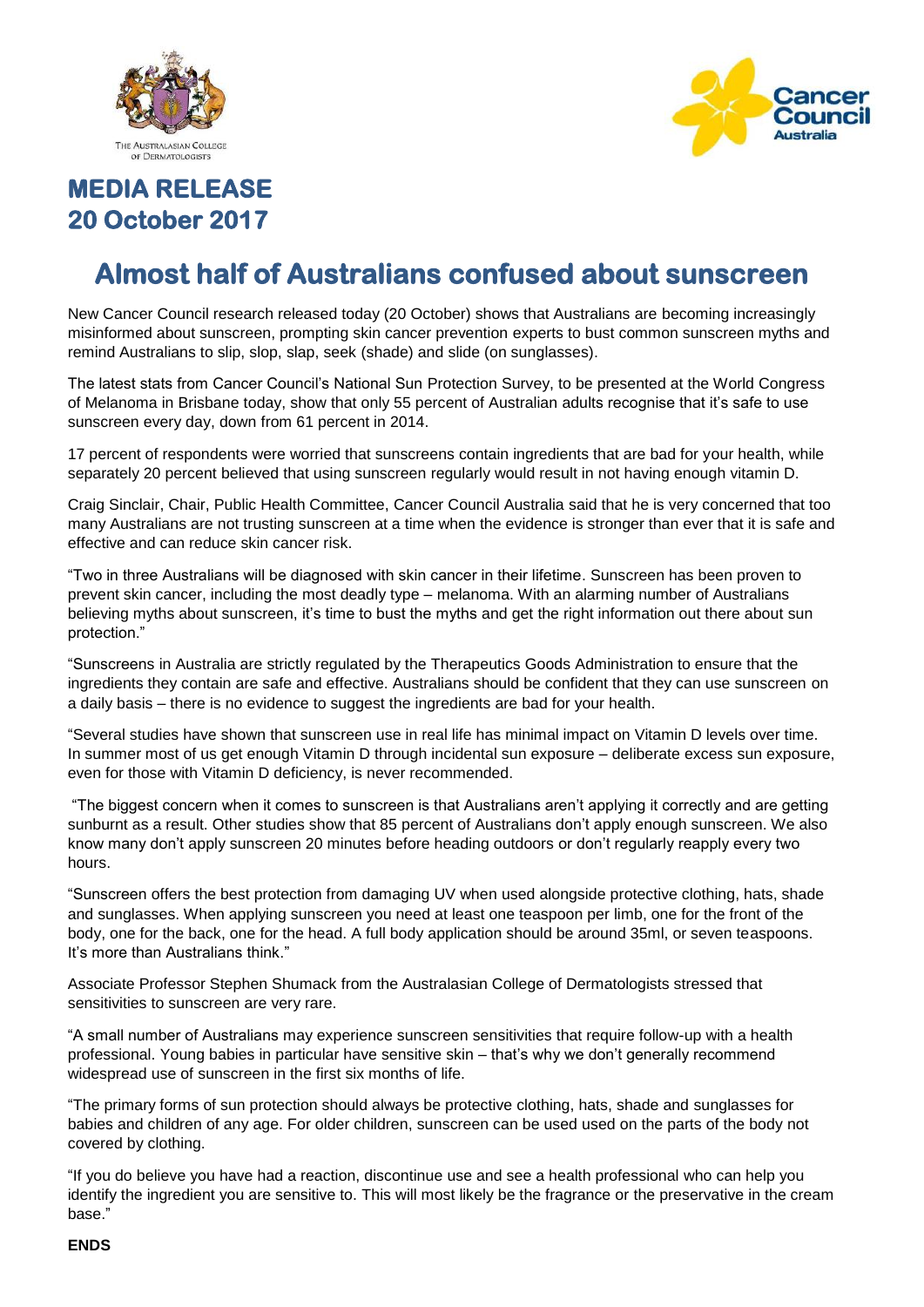THE AUSTRALASIAN COLLEGE OF DERMATOLOGISTS

Cancer Council Australia

## MEDIA RELEASE
## 20 October 2017

# Almost half of Australians confused about sunscreen

New Cancer Council research released today (20 October) shows that Australians are becoming increasingly misinformed about sunscreen, prompting skin cancer prevention experts to bust common sunscreen myths and remind Australians to slip, slop, slap, seek (shade) and slide (on sunglasses).

The latest stats from Cancer Council's National Sun Protection Survey, to be presented at the World Congress of Melanoma in Brisbane today, show that only 55 percent of Australian adults recognise that it's safe to use sunscreen every day, down from 61 percent in 2014.

17 percent of respondents were worried that sunscreens contain ingredients that are bad for your health, while separately 20 percent believed that using sunscreen regularly would result in not having enough vitamin D.

Craig Sinclair, Chair, Public Health Committee, Cancer Council Australia said that he is very concerned that too many Australians are not trusting sunscreen at a time when the evidence is stronger than ever that it is safe and effective and can reduce skin cancer risk.

"Two in three Australians will be diagnosed with skin cancer in their lifetime. Sunscreen has been proven to prevent skin cancer, including the most deadly type – melanoma. With an alarming number of Australians believing myths about sunscreen, it's time to bust the myths and get the right information out there about sun protection."

"Sunscreens in Australia are strictly regulated by the Therapeutics Goods Administration to ensure that the ingredients they contain are safe and effective. Australians should be confident that they can use sunscreen on a daily basis – there is no evidence to suggest the ingredients are bad for your health.

"Several studies have shown that sunscreen use in real life has minimal impact on Vitamin D levels over time. In summer most of us get enough Vitamin D through incidental sun exposure – deliberate excess sun exposure, even for those with Vitamin D deficiency, is never recommended.

"The biggest concern when it comes to sunscreen is that Australians aren't applying it correctly and are getting sunburnt as a result. Other studies show that 85 percent of Australians don't apply enough sunscreen. We also know many don't apply sunscreen 20 minutes before heading outdoors or don't regularly reapply every two hours.

"Sunscreen offers the best protection from damaging UV when used alongside protective clothing, hats, shade and sunglasses. When applying sunscreen you need at least one teaspoon per limb, one for the front of the body, one for the back, one for the head. A full body application should be around 35ml, or seven teaspoons. It's more than Australians think."

Associate Professor Stephen Shumack from the Australasian College of Dermatologists stressed that sensitivities to sunscreen are very rare.

"A small number of Australians may experience sunscreen sensitivities that require follow-up with a health professional. Young babies in particular have sensitive skin – that's why we don't generally recommend widespread use of sunscreen in the first six months of life.

"The primary forms of sun protection should always be protective clothing, hats, shade and sunglasses for babies and children of any age. For older children, sunscreen can be used used on the parts of the body not covered by clothing.

"If you do believe you have had a reaction, discontinue use and see a health professional who can help you identify the ingredient you are sensitive to. This will most likely be the fragrance or the preservative in the cream base."

**ENDS**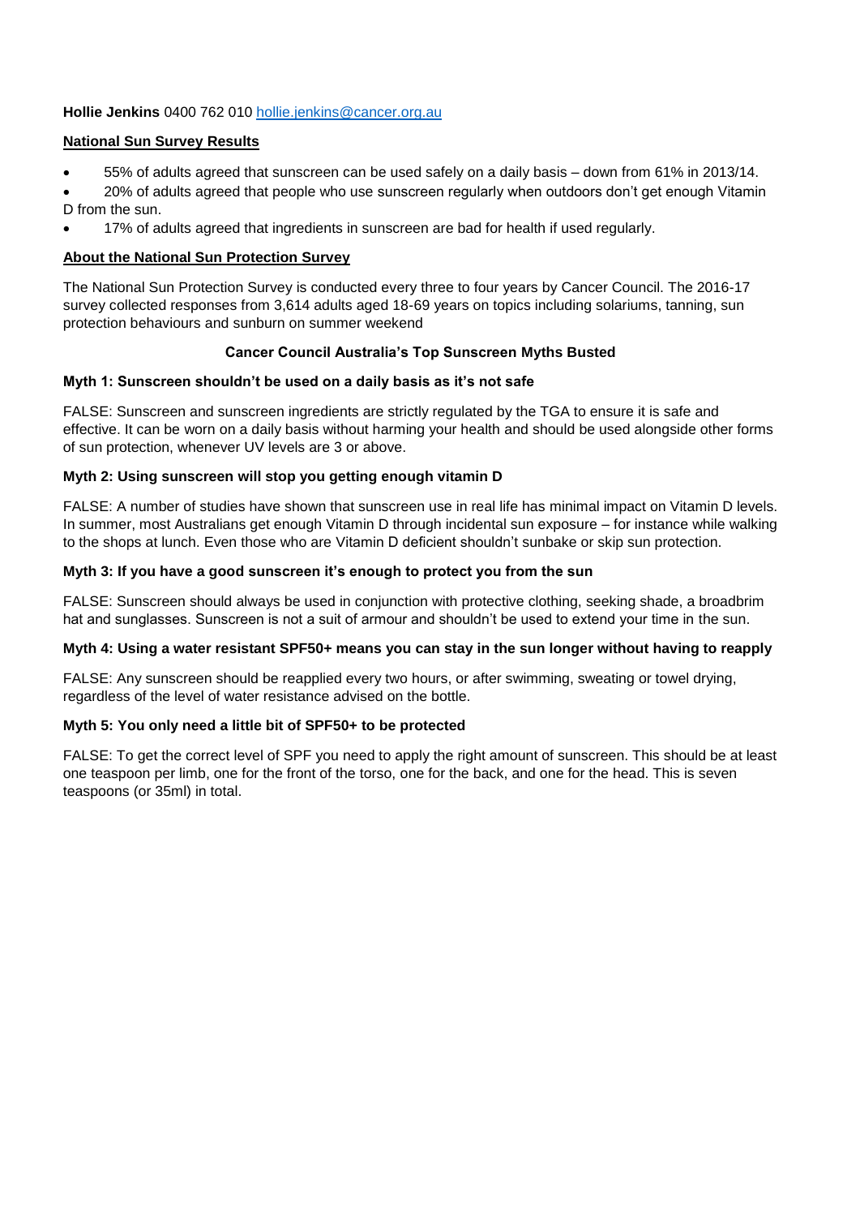**Hollie Jenkins** 0400 762 010 [hollie.jenkins@cancer.org.au](mailto:hollie.jenkins@cancer.org.au)

**National Sun Survey Results**

- 55% of adults agreed that sunscreen can be used safely on a daily basis – down from 61% in 2013/14.
- 20% of adults agreed that people who use sunscreen regularly when outdoors don't get enough Vitamin D from the sun.
- 17% of adults agreed that ingredients in sunscreen are bad for health if used regularly.

**About the National Sun Protection Survey**

The National Sun Protection Survey is conducted every three to four years by Cancer Council. The 2016-17 survey collected responses from 3,614 adults aged 18-69 years on topics including solariums, tanning, sun protection behaviours and sunburn on summer weekend

**Cancer Council Australia's Top Sunscreen Myths Busted**

**Myth 1: Sunscreen shouldn't be used on a daily basis as it's not safe**

FALSE: Sunscreen and sunscreen ingredients are strictly regulated by the TGA to ensure it is safe and effective. It can be worn on a daily basis without harming your health and should be used alongside other forms of sun protection, whenever UV levels are 3 or above.

**Myth 2: Using sunscreen will stop you getting enough vitamin D**

FALSE: A number of studies have shown that sunscreen use in real life has minimal impact on Vitamin D levels. In summer, most Australians get enough Vitamin D through incidental sun exposure – for instance while walking to the shops at lunch. Even those who are Vitamin D deficient shouldn't sunbake or skip sun protection.

**Myth 3: If you have a good sunscreen it's enough to protect you from the sun**

FALSE: Sunscreen should always be used in conjunction with protective clothing, seeking shade, a broadbrim hat and sunglasses. Sunscreen is not a suit of armour and shouldn't be used to extend your time in the sun.

**Myth 4: Using a water resistant SPF50+ means you can stay in the sun longer without having to reapply**

FALSE: Any sunscreen should be reapplied every two hours, or after swimming, sweating or towel drying, regardless of the level of water resistance advised on the bottle.

**Myth 5: You only need a little bit of SPF50+ to be protected**

FALSE: To get the correct level of SPF you need to apply the right amount of sunscreen. This should be at least one teaspoon per limb, one for the front of the torso, one for the back, and one for the head. This is seven teaspoons (or 35ml) in total.